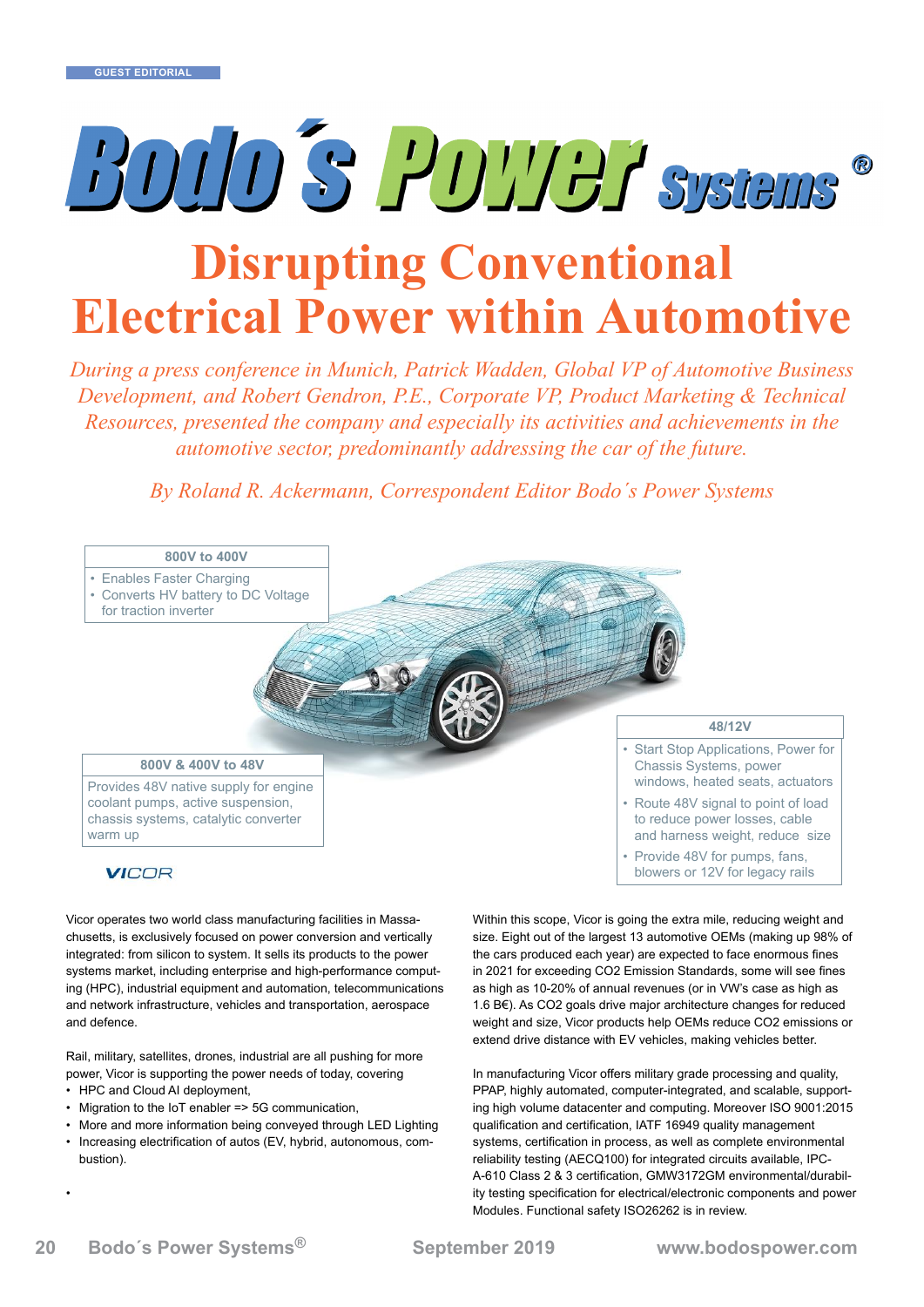GUEST EDITORIAL

# Disrupting Conventional Electrical Power within Automotive

*During a press conference in Munich, Patrick Wadden, Global VP of Automotive Business Development, and Robert Gendron, P.E., Corporate VP, Product Marketing & Technical Resources, presented the company and especially its activities and achievements in the automotive sector, predominantly addressing the car of the future.*

*By Roland R. Ackermann, Correspondent Editor Bodo´s Power Systems*

**800V to 400V**
- Enables Faster Charging
- Converts HV battery to DC Voltage for traction inverter

**800V & 400V to 48V**

Provides 48V native supply for engine coolant pumps, active suspension, chassis systems, catalytic converter warm up

**48/12V**
- Start Stop Applications, Power for Chassis Systems, power windows, heated seats, actuators
- Route 48V signal to point of load to reduce power losses, cable and harness weight, reduce size
- Provide 48V for pumps, fans, blowers or 12V for legacy rails

VICOR

Vicor operates two world class manufacturing facilities in Massachusetts, is exclusively focused on power conversion and vertically integrated: from silicon to system. It sells its products to the power systems market, including enterprise and high-performance computing (HPC), industrial equipment and automation, telecommunications and network infrastructure, vehicles and transportation, aerospace and defence.

Rail, military, satellites, drones, industrial are all pushing for more power, Vicor is supporting the power needs of today, covering
- HPC and Cloud AI deployment,
- Migration to the IoT enabler => 5G communication,
- More and more information being conveyed through LED Lighting
- Increasing electrification of autos (EV, hybrid, autonomous, combustion).

Within this scope, Vicor is going the extra mile, reducing weight and size. Eight out of the largest 13 automotive OEMs (making up 98% of the cars produced each year) are expected to face enormous fines in 2021 for exceeding CO2 Emission Standards, some will see fines as high as 10-20% of annual revenues (or in VW's case as high as 1.6 B€). As CO2 goals drive major architecture changes for reduced weight and size, Vicor products help OEMs reduce CO2 emissions or extend drive distance with EV vehicles, making vehicles better.

In manufacturing Vicor offers military grade processing and quality, PPAP, highly automated, computer-integrated, and scalable, supporting high volume datacenter and computing. Moreover ISO 9001:2015 qualification and certification, IATF 16949 quality management systems, certification in process, as well as complete environmental reliability testing (AECQ100) for integrated circuits available, IPC-A-610 Class 2 & 3 certification, GMW3172GM environmental/durability testing specification for electrical/electronic components and power Modules. Functional safety ISO26262 is in review.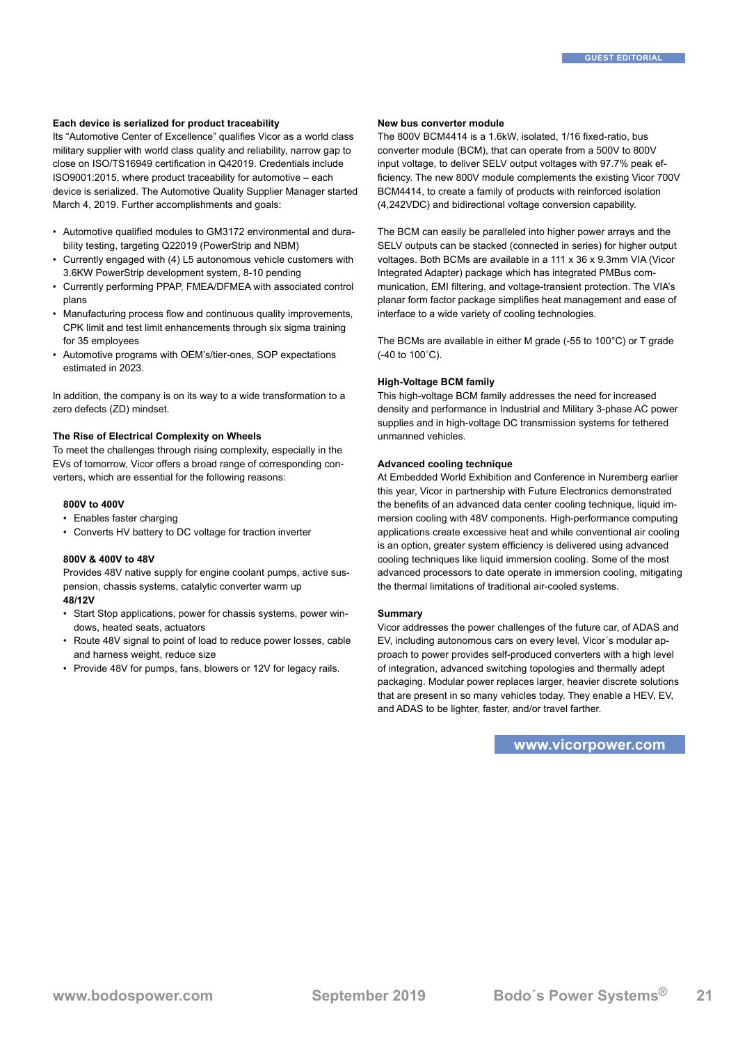**Each device is serialized for product traceability**

Its "Automotive Center of Excellence" qualifies Vicor as a world class military supplier with world class quality and reliability, narrow gap to close on ISO/TS16949 certification in Q42019. Credentials include ISO9001:2015, where product traceability for automotive – each device is serialized. The Automotive Quality Supplier Manager started March 4, 2019. Further accomplishments and goals:

- Automotive qualified modules to GM3172 environmental and durability testing, targeting Q22019 (PowerStrip and NBM)
- Currently engaged with (4) L5 autonomous vehicle customers with 3.6KW PowerStrip development system, 8-10 pending
- Currently performing PPAP, FMEA/DFMEA with associated control plans
- Manufacturing process flow and continuous quality improvements, CPK limit and test limit enhancements through six sigma training for 35 employees
- Automotive programs with OEM's/tier-ones, SOP expectations estimated in 2023.

In addition, the company is on its way to a wide transformation to a zero defects (ZD) mindset.

**The Rise of Electrical Complexity on Wheels**

To meet the challenges through rising complexity, especially in the EVs of tomorrow, Vicor offers a broad range of corresponding converters, which are essential for the following reasons:

**800V to 400V**

- Enables faster charging
- Converts HV battery to DC voltage for traction inverter

**800V & 400V to 48V**

Provides 48V native supply for engine coolant pumps, active suspension, chassis systems, catalytic converter warm up

**48/12V**

- Start Stop applications, power for chassis systems, power windows, heated seats, actuators
- Route 48V signal to point of load to reduce power losses, cable and harness weight, reduce size
- Provide 48V for pumps, fans, blowers or 12V for legacy rails.

**New bus converter module**

The 800V BCM4414 is a 1.6kW, isolated, 1/16 fixed-ratio, bus converter module (BCM), that can operate from a 500V to 800V input voltage, to deliver SELV output voltages with 97.7% peak efficiency. The new 800V module complements the existing Vicor 700V BCM4414, to create a family of products with reinforced isolation (4,242VDC) and bidirectional voltage conversion capability.

The BCM can easily be paralleled into higher power arrays and the SELV outputs can be stacked (connected in series) for higher output voltages. Both BCMs are available in a 111 x 36 x 9.3mm VIA (Vicor Integrated Adapter) package which has integrated PMBus communication, EMI filtering, and voltage-transient protection. The VIA's planar form factor package simplifies heat management and ease of interface to a wide variety of cooling technologies.

The BCMs are available in either M grade (-55 to 100°C) or T grade (-40 to 100˚C).

**High-Voltage BCM family**

This high-voltage BCM family addresses the need for increased density and performance in Industrial and Military 3-phase AC power supplies and in high-voltage DC transmission systems for tethered unmanned vehicles.

**Advanced cooling technique**

At Embedded World Exhibition and Conference in Nuremberg earlier this year, Vicor in partnership with Future Electronics demonstrated the benefits of an advanced data center cooling technique, liquid immersion cooling with 48V components. High-performance computing applications create excessive heat and while conventional air cooling is an option, greater system efficiency is delivered using advanced cooling techniques like liquid immersion cooling. Some of the most advanced processors to date operate in immersion cooling, mitigating the thermal limitations of traditional air-cooled systems.

**Summary**

Vicor addresses the power challenges of the future car, of ADAS and EV, including autonomous cars on every level. Vicor´s modular approach to power provides self-produced converters with a high level of integration, advanced switching topologies and thermally adept packaging. Modular power replaces larger, heavier discrete solutions that are present in so many vehicles today. They enable a HEV, EV, and ADAS to be lighter, faster, and/or travel farther.

**www.vicorpower.com**